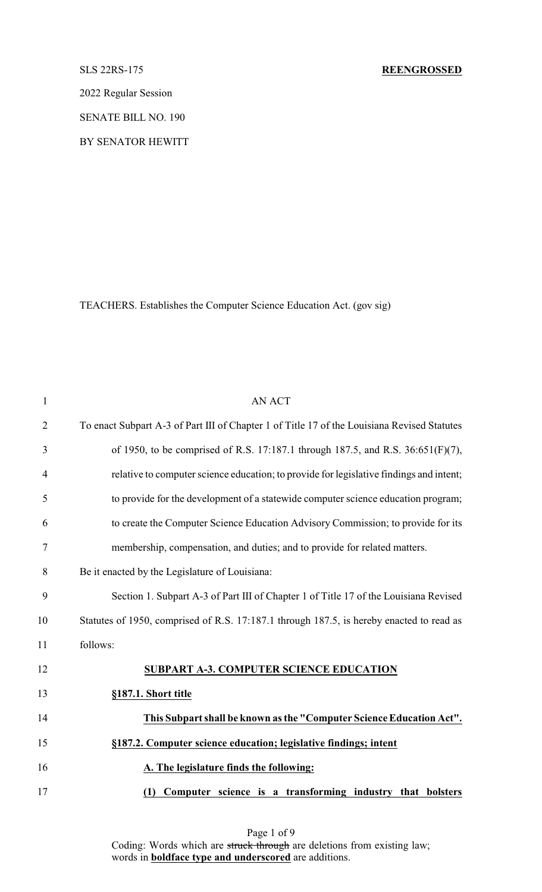SLS 22RS-175 **REENGROSSED**

2022 Regular Session

SENATE BILL NO. 190

BY SENATOR HEWITT

TEACHERS. Establishes the Computer Science Education Act. (gov sig)

AN ACT

To enact Subpart A-3 of Part III of Chapter 1 of Title 17 of the Louisiana Revised Statutes of 1950, to be comprised of R.S. 17:187.1 through 187.5, and R.S. 36:651(F)(7), relative to computer science education; to provide for legislative findings and intent; to provide for the development of a statewide computer science education program; to create the Computer Science Education Advisory Commission; to provide for its membership, compensation, and duties; and to provide for related matters.

Be it enacted by the Legislature of Louisiana:

Section 1. Subpart A-3 of Part III of Chapter 1 of Title 17 of the Louisiana Revised Statutes of 1950, comprised of R.S. 17:187.1 through 187.5, is hereby enacted to read as follows:

**SUBPART A-3. COMPUTER SCIENCE EDUCATION**

**§187.1. Short title**

**This Subpart shall be known as the "Computer Science Education Act".**

**§187.2. Computer science education; legislative findings; intent**

**A. The legislature finds the following:**

**(1) Computer science is a transforming industry that bolsters**

Coding: Words which are ~~struck through~~ are deletions from existing law; words in **boldface type and underscored** are additions.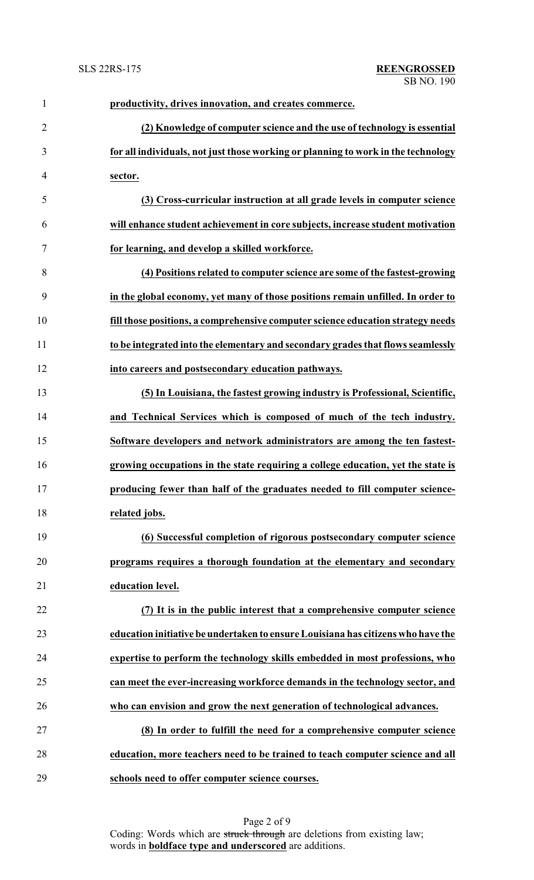**productivity, drives innovation, and creates commerce.**

**(2) Knowledge of computer science and the use of technology is essential for all individuals, not just those working or planning to work in the technology sector.**

**(3) Cross-curricular instruction at all grade levels in computer science will enhance student achievement in core subjects, increase student motivation for learning, and develop a skilled workforce.**

**(4) Positions related to computer science are some of the fastest-growing in the global economy, yet many of those positions remain unfilled. In order to fill those positions, a comprehensive computer science education strategy needs to be integrated into the elementary and secondary grades that flows seamlessly into careers and postsecondary education pathways.**

**(5) In Louisiana, the fastest growing industry is Professional, Scientific, and Technical Services which is composed of much of the tech industry. Software developers and network administrators are among the ten fastest-growing occupations in the state requiring a college education, yet the state is producing fewer than half of the graduates needed to fill computer science-related jobs.**

**(6) Successful completion of rigorous postsecondary computer science programs requires a thorough foundation at the elementary and secondary education level.**

**(7) It is in the public interest that a comprehensive computer science education initiative be undertaken to ensure Louisiana has citizens who have the expertise to perform the technology skills embedded in most professions, who can meet the ever-increasing workforce demands in the technology sector, and who can envision and grow the next generation of technological advances.**

**(8) In order to fulfill the need for a comprehensive computer science education, more teachers need to be trained to teach computer science and all schools need to offer computer science courses.**

Coding: Words which are ~~struck through~~ are deletions from existing law; words in **boldface type and underscored** are additions.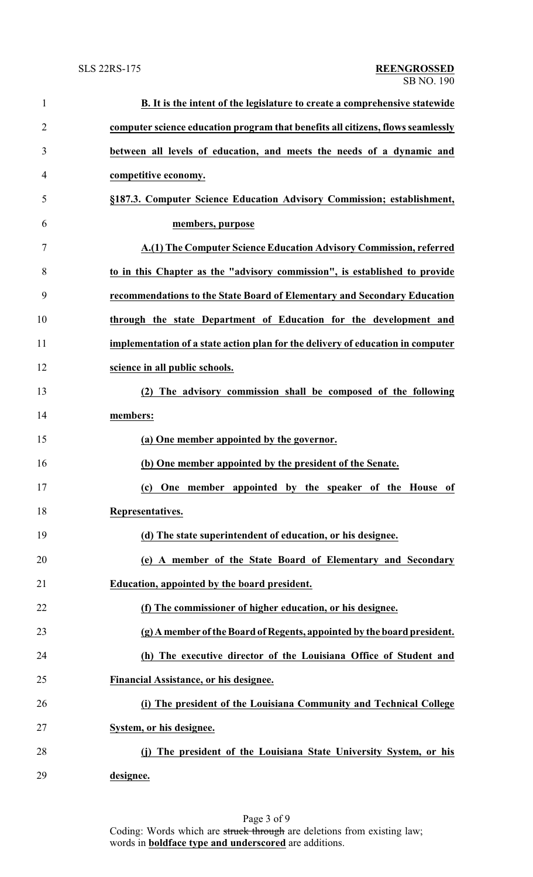**B. It is the intent of the legislature to create a comprehensive statewide computer science education program that benefits all citizens, flows seamlessly between all levels of education, and meets the needs of a dynamic and competitive economy.**

**§187.3. Computer Science Education Advisory Commission; establishment, members, purpose**

**A.(1) The Computer Science Education Advisory Commission, referred to in this Chapter as the "advisory commission", is established to provide recommendations to the State Board of Elementary and Secondary Education through the state Department of Education for the development and implementation of a state action plan for the delivery of education in computer science in all public schools.**

**(2) The advisory commission shall be composed of the following members:**

**(a) One member appointed by the governor.**

**(b) One member appointed by the president of the Senate.**

**(c) One member appointed by the speaker of the House of Representatives.**

**(d) The state superintendent of education, or his designee.**

**(e) A member of the State Board of Elementary and Secondary Education, appointed by the board president.**

**(f) The commissioner of higher education, or his designee.**

**(g) A member of the Board of Regents, appointed by the board president.**

**(h) The executive director of the Louisiana Office of Student and Financial Assistance, or his designee.**

**(i) The president of the Louisiana Community and Technical College System, or his designee.**

**(j) The president of the Louisiana State University System, or his designee.**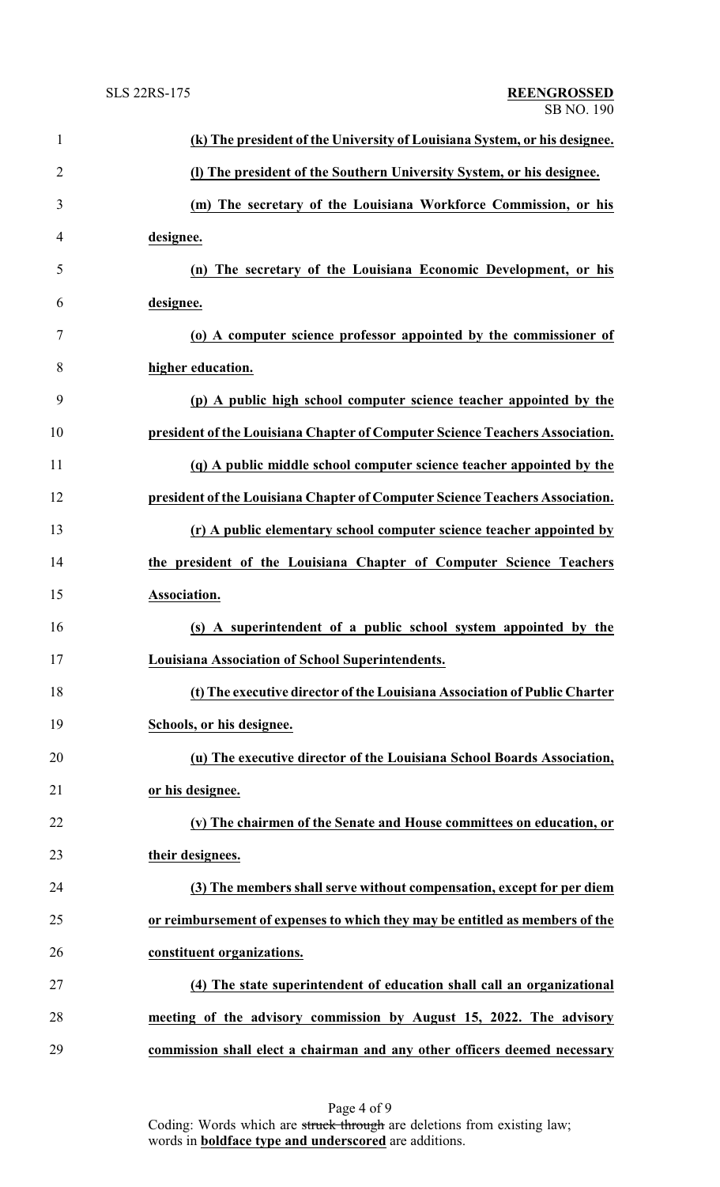**(k) The president of the University of Louisiana System, or his designee.**

**(l) The president of the Southern University System, or his designee.**

**(m) The secretary of the Louisiana Workforce Commission, or his designee.**

**(n) The secretary of the Louisiana Economic Development, or his designee.**

**(o) A computer science professor appointed by the commissioner of higher education.**

**(p) A public high school computer science teacher appointed by the president of the Louisiana Chapter of Computer Science Teachers Association.**

**(q) A public middle school computer science teacher appointed by the president of the Louisiana Chapter of Computer Science Teachers Association.**

**(r) A public elementary school computer science teacher appointed by the president of the Louisiana Chapter of Computer Science Teachers Association.**

**(s) A superintendent of a public school system appointed by the Louisiana Association of School Superintendents.**

**(t) The executive director of the Louisiana Association of Public Charter Schools, or his designee.**

**(u) The executive director of the Louisiana School Boards Association, or his designee.**

**(v) The chairmen of the Senate and House committees on education, or their designees.**

**(3) The members shall serve without compensation, except for per diem or reimbursement of expenses to which they may be entitled as members of the constituent organizations.**

**(4) The state superintendent of education shall call an organizational meeting of the advisory commission by August 15, 2022. The advisory commission shall elect a chairman and any other officers deemed necessary**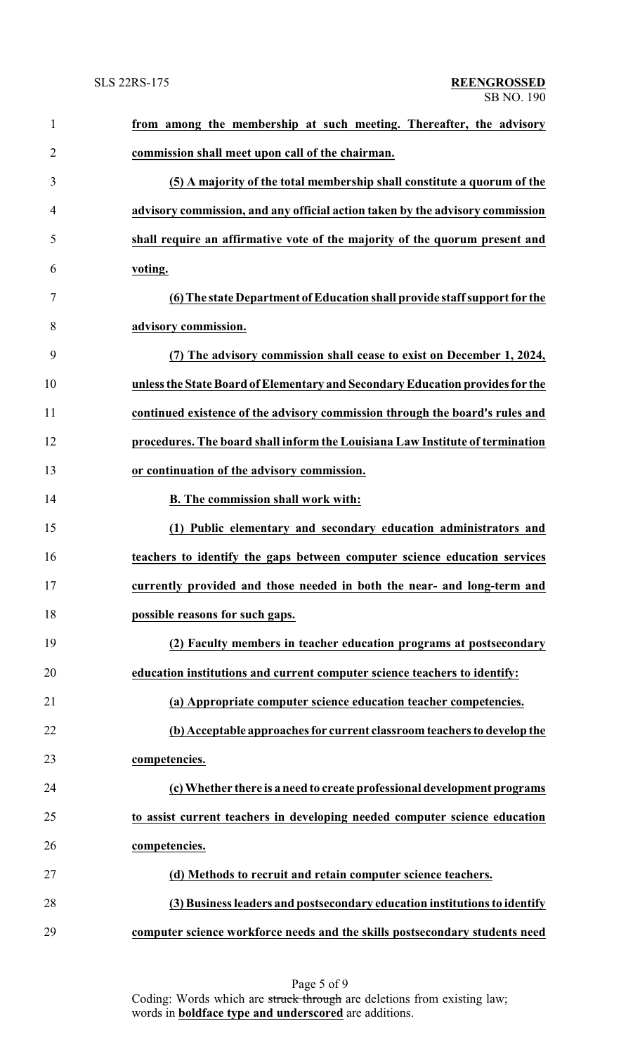**from among the membership at such meeting. Thereafter, the advisory commission shall meet upon call of the chairman.**

**(5) A majority of the total membership shall constitute a quorum of the advisory commission, and any official action taken by the advisory commission shall require an affirmative vote of the majority of the quorum present and voting.**

**(6) The state Department of Education shall provide staff support for the advisory commission.**

**(7) The advisory commission shall cease to exist on December 1, 2024, unless the State Board of Elementary and Secondary Education provides for the continued existence of the advisory commission through the board's rules and procedures. The board shall inform the Louisiana Law Institute of termination or continuation of the advisory commission.**

**B. The commission shall work with:**

**(1) Public elementary and secondary education administrators and teachers to identify the gaps between computer science education services currently provided and those needed in both the near- and long-term and possible reasons for such gaps.**

**(2) Faculty members in teacher education programs at postsecondary education institutions and current computer science teachers to identify:**

**(a) Appropriate computer science education teacher competencies.**

**(b) Acceptable approaches for current classroom teachers to develop the competencies.**

**(c) Whether there is a need to create professional development programs to assist current teachers in developing needed computer science education competencies.**

**(d) Methods to recruit and retain computer science teachers.**

**(3) Business leaders and postsecondary education institutions to identify computer science workforce needs and the skills postsecondary students need**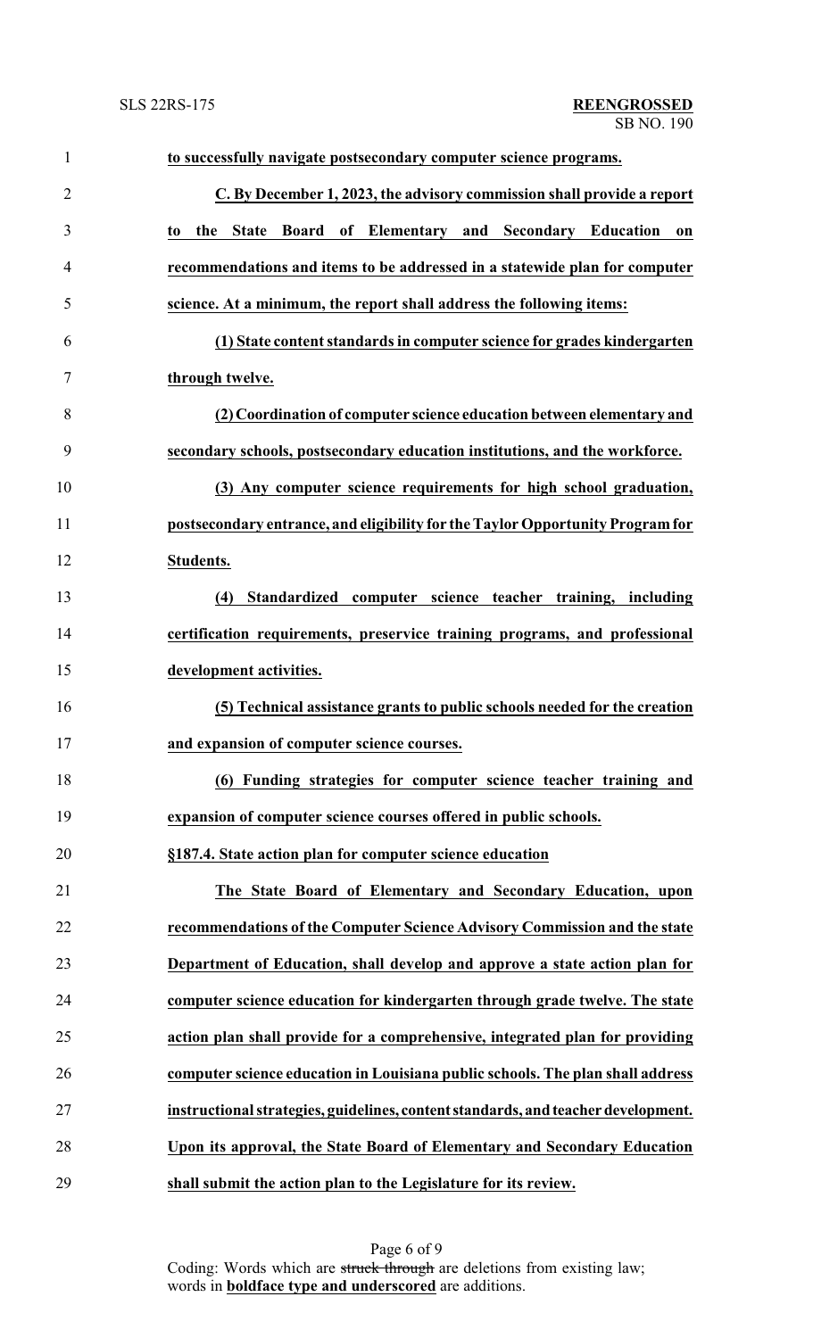**to successfully navigate postsecondary computer science programs.**

**C. By December 1, 2023, the advisory commission shall provide a report to the State Board of Elementary and Secondary Education on recommendations and items to be addressed in a statewide plan for computer science. At a minimum, the report shall address the following items:**

**(1) State content standards in computer science for grades kindergarten through twelve.**

**(2) Coordination of computer science education between elementary and secondary schools, postsecondary education institutions, and the workforce.**

**(3) Any computer science requirements for high school graduation, postsecondary entrance, and eligibility for the Taylor Opportunity Program for Students.**

**(4) Standardized computer science teacher training, including certification requirements, preservice training programs, and professional development activities.**

**(5) Technical assistance grants to public schools needed for the creation and expansion of computer science courses.**

**(6) Funding strategies for computer science teacher training and expansion of computer science courses offered in public schools.**

**§187.4. State action plan for computer science education**

**The State Board of Elementary and Secondary Education, upon recommendations of the Computer Science Advisory Commission and the state Department of Education, shall develop and approve a state action plan for computer science education for kindergarten through grade twelve. The state action plan shall provide for a comprehensive, integrated plan for providing computer science education in Louisiana public schools. The plan shall address instructional strategies, guidelines, content standards, and teacher development. Upon its approval, the State Board of Elementary and Secondary Education shall submit the action plan to the Legislature for its review.**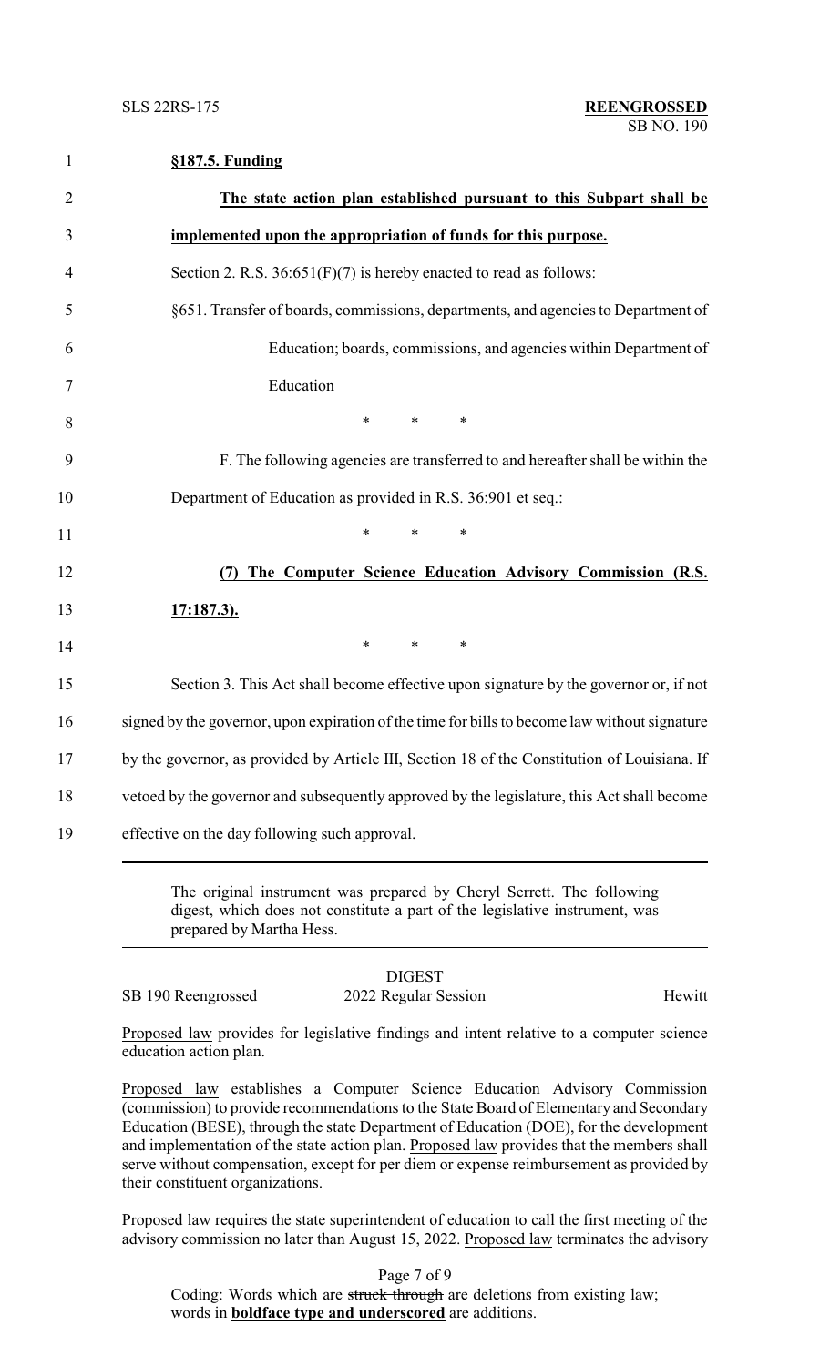**§187.5. Funding**

**The state action plan established pursuant to this Subpart shall be implemented upon the appropriation of funds for this purpose.**

Section 2. R.S. 36:651(F)(7) is hereby enacted to read as follows:

§651. Transfer of boards, commissions, departments, and agencies to Department of Education; boards, commissions, and agencies within Department of Education

\* \* \*

F. The following agencies are transferred to and hereafter shall be within the Department of Education as provided in R.S. 36:901 et seq.:

\* \* \*

**(7) The Computer Science Education Advisory Commission (R.S. 17:187.3).**

\* \* \*

Section 3. This Act shall become effective upon signature by the governor or, if not signed by the governor, upon expiration of the time for bills to become law without signature by the governor, as provided by Article III, Section 18 of the Constitution of Louisiana. If vetoed by the governor and subsequently approved by the legislature, this Act shall become effective on the day following such approval.

---

The original instrument was prepared by Cheryl Serrett. The following digest, which does not constitute a part of the legislative instrument, was prepared by Martha Hess.

---

DIGEST

SB 190 Reengrossed — 2022 Regular Session — Hewitt

Proposed law provides for legislative findings and intent relative to a computer science education action plan.

Proposed law establishes a Computer Science Education Advisory Commission (commission) to provide recommendations to the State Board of Elementary and Secondary Education (BESE), through the state Department of Education (DOE), for the development and implementation of the state action plan. Proposed law provides that the members shall serve without compensation, except for per diem or expense reimbursement as provided by their constituent organizations.

Proposed law requires the state superintendent of education to call the first meeting of the advisory commission no later than August 15, 2022. Proposed law terminates the advisory

Coding: Words which are ~~struck through~~ are deletions from existing law; words in **boldface type and underscored** are additions.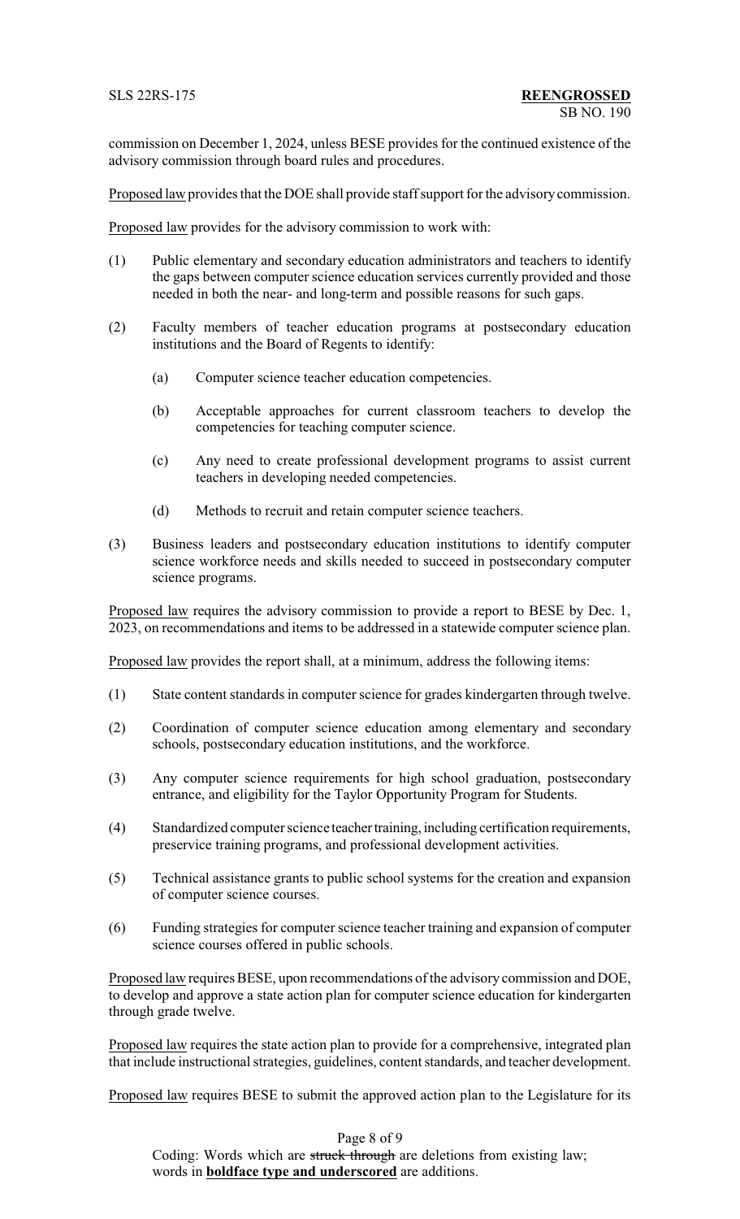commission on December 1, 2024, unless BESE provides for the continued existence of the advisory commission through board rules and procedures.

Proposed law provides that the DOE shall provide staff support for the advisory commission.

Proposed law provides for the advisory commission to work with:

(1) Public elementary and secondary education administrators and teachers to identify the gaps between computer science education services currently provided and those needed in both the near- and long-term and possible reasons for such gaps.

(2) Faculty members of teacher education programs at postsecondary education institutions and the Board of Regents to identify:

(a) Computer science teacher education competencies.

(b) Acceptable approaches for current classroom teachers to develop the competencies for teaching computer science.

(c) Any need to create professional development programs to assist current teachers in developing needed competencies.

(d) Methods to recruit and retain computer science teachers.

(3) Business leaders and postsecondary education institutions to identify computer science workforce needs and skills needed to succeed in postsecondary computer science programs.

Proposed law requires the advisory commission to provide a report to BESE by Dec. 1, 2023, on recommendations and items to be addressed in a statewide computer science plan.

Proposed law provides the report shall, at a minimum, address the following items:

(1) State content standards in computer science for grades kindergarten through twelve.

(2) Coordination of computer science education among elementary and secondary schools, postsecondary education institutions, and the workforce.

(3) Any computer science requirements for high school graduation, postsecondary entrance, and eligibility for the Taylor Opportunity Program for Students.

(4) Standardized computer science teacher training, including certification requirements, preservice training programs, and professional development activities.

(5) Technical assistance grants to public school systems for the creation and expansion of computer science courses.

(6) Funding strategies for computer science teacher training and expansion of computer science courses offered in public schools.

Proposed law requires BESE, upon recommendations of the advisory commission and DOE, to develop and approve a state action plan for computer science education for kindergarten through grade twelve.

Proposed law requires the state action plan to provide for a comprehensive, integrated plan that include instructional strategies, guidelines, content standards, and teacher development.

Proposed law requires BESE to submit the approved action plan to the Legislature for its

Coding: Words which are ~~struck through~~ are deletions from existing law; words in **boldface type and underscored** are additions.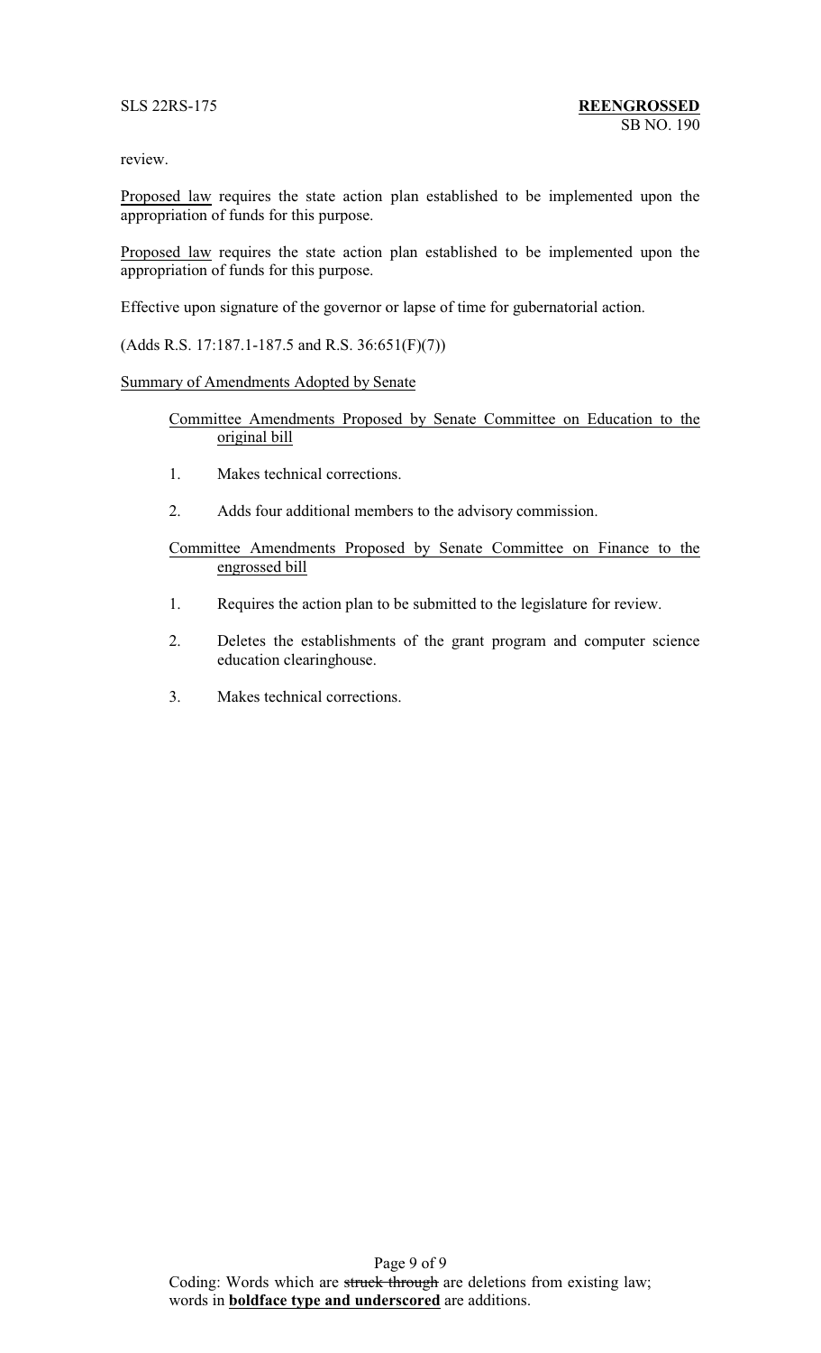review.

Proposed law requires the state action plan established to be implemented upon the appropriation of funds for this purpose.

Proposed law requires the state action plan established to be implemented upon the appropriation of funds for this purpose.

Effective upon signature of the governor or lapse of time for gubernatorial action.

(Adds R.S. 17:187.1-187.5 and R.S. 36:651(F)(7))

Summary of Amendments Adopted by Senate

Committee Amendments Proposed by Senate Committee on Education to the original bill

1. Makes technical corrections.
2. Adds four additional members to the advisory commission.

Committee Amendments Proposed by Senate Committee on Finance to the engrossed bill

1. Requires the action plan to be submitted to the legislature for review.
2. Deletes the establishments of the grant program and computer science education clearinghouse.
3. Makes technical corrections.

Coding: Words which are ~~struck through~~ are deletions from existing law; words in **boldface type and underscored** are additions.